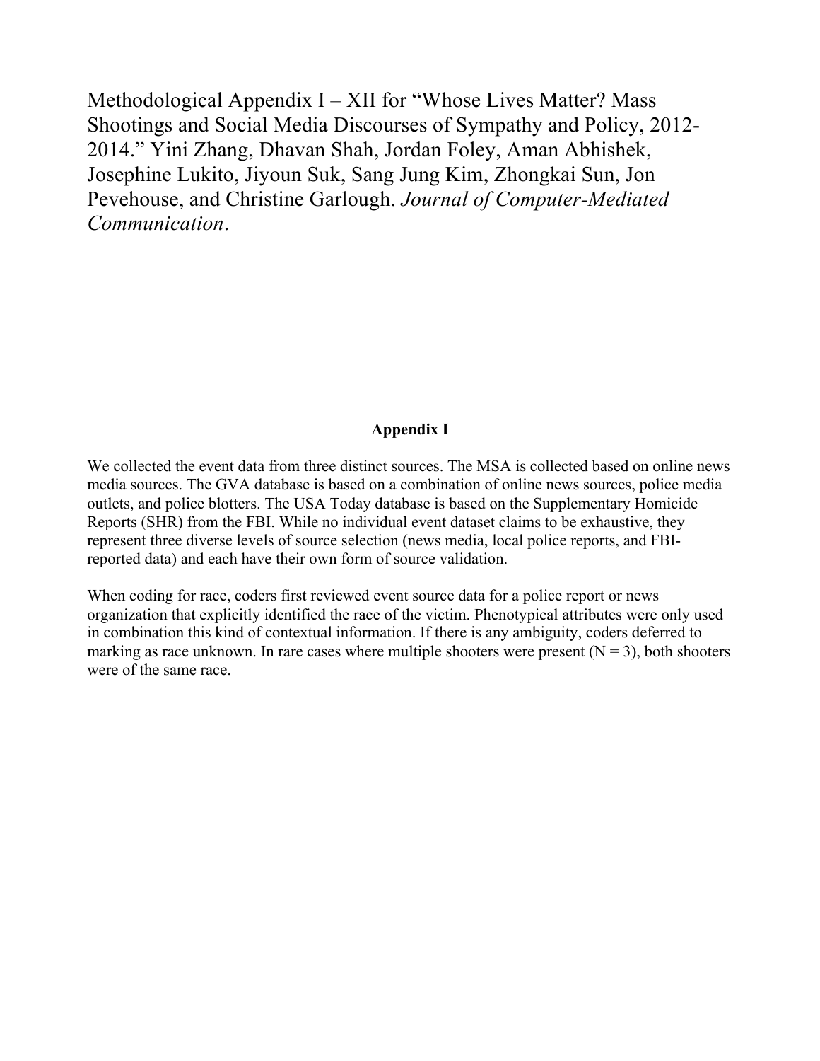# Methodological Appendix I – XII for "Whose Lives Matter? Mass Shootings and Social Media Discourses of Sympathy and Policy, 2012-2014." Yini Zhang, Dhavan Shah, Jordan Foley, Aman Abhishek, Josephine Lukito, Jiyoun Suk, Sang Jung Kim, Zhongkai Sun, Jon Pevehouse, and Christine Garlough. *Journal of Computer-Mediated Communication*.

## Appendix I

We collected the event data from three distinct sources. The MSA is collected based on online news media sources. The GVA database is based on a combination of online news sources, police media outlets, and police blotters. The USA Today database is based on the Supplementary Homicide Reports (SHR) from the FBI. While no individual event dataset claims to be exhaustive, they represent three diverse levels of source selection (news media, local police reports, and FBI-reported data) and each have their own form of source validation.

When coding for race, coders first reviewed event source data for a police report or news organization that explicitly identified the race of the victim. Phenotypical attributes were only used in combination this kind of contextual information. If there is any ambiguity, coders deferred to marking as race unknown. In rare cases where multiple shooters were present (N = 3), both shooters were of the same race.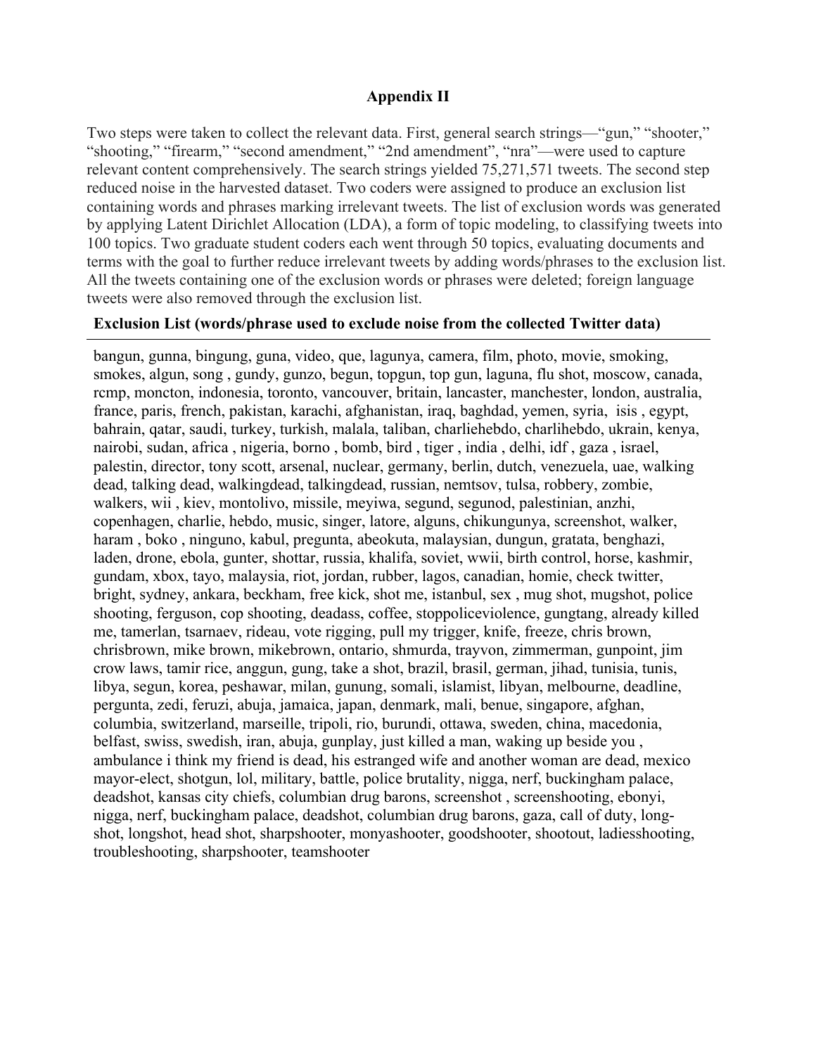## Appendix II

Two steps were taken to collect the relevant data. First, general search strings—"gun," "shooter," "shooting," "firearm," "second amendment," "2nd amendment", "nra"—were used to capture relevant content comprehensively. The search strings yielded 75,271,571 tweets. The second step reduced noise in the harvested dataset. Two coders were assigned to produce an exclusion list containing words and phrases marking irrelevant tweets. The list of exclusion words was generated by applying Latent Dirichlet Allocation (LDA), a form of topic modeling, to classifying tweets into 100 topics. Two graduate student coders each went through 50 topics, evaluating documents and terms with the goal to further reduce irrelevant tweets by adding words/phrases to the exclusion list. All the tweets containing one of the exclusion words or phrases were deleted; foreign language tweets were also removed through the exclusion list.

**Exclusion List (words/phrase used to exclude noise from the collected Twitter data)**

bangun, gunna, bingung, guna, video, que, lagunya, camera, film, photo, movie, smoking, smokes, algun, song , gundy, gunzo, begun, topgun, top gun, laguna, flu shot, moscow, canada, rcmp, moncton, indonesia, toronto, vancouver, britain, lancaster, manchester, london, australia, france, paris, french, pakistan, karachi, afghanistan, iraq, baghdad, yemen, syria, isis , egypt, bahrain, qatar, saudi, turkey, turkish, malala, taliban, charliehebdo, charlihebdo, ukrain, kenya, nairobi, sudan, africa , nigeria, borno , bomb, bird , tiger , india , delhi, idf , gaza , israel, palestin, director, tony scott, arsenal, nuclear, germany, berlin, dutch, venezuela, uae, walking dead, talking dead, walkingdead, talkingdead, russian, nemtsov, tulsa, robbery, zombie, walkers, wii , kiev, montolivo, missile, meyiwa, segund, segunod, palestinian, anzhi, copenhagen, charlie, hebdo, music, singer, latore, alguns, chikungunya, screenshot, walker, haram , boko , ninguno, kabul, pregunta, abeokuta, malaysian, dungun, gratata, benghazi, laden, drone, ebola, gunter, shottar, russia, khalifa, soviet, wwii, birth control, horse, kashmir, gundam, xbox, tayo, malaysia, riot, jordan, rubber, lagos, canadian, homie, check twitter, bright, sydney, ankara, beckham, free kick, shot me, istanbul, sex , mug shot, mugshot, police shooting, ferguson, cop shooting, deadass, coffee, stoppoliceviolence, gungtang, already killed me, tamerlan, tsarnaev, rideau, vote rigging, pull my trigger, knife, freeze, chris brown, chrisbrown, mike brown, mikebrown, ontario, shmurda, trayvon, zimmerman, gunpoint, jim crow laws, tamir rice, anggun, gung, take a shot, brazil, brasil, german, jihad, tunisia, tunis, libya, segun, korea, peshawar, milan, gunung, somali, islamist, libyan, melbourne, deadline, pergunta, zedi, feruzi, abuja, jamaica, japan, denmark, mali, benue, singapore, afghan, columbia, switzerland, marseille, tripoli, rio, burundi, ottawa, sweden, china, macedonia, belfast, swiss, swedish, iran, abuja, gunplay, just killed a man, waking up beside you , ambulance i think my friend is dead, his estranged wife and another woman are dead, mexico mayor-elect, shotgun, lol, military, battle, police brutality, nigga, nerf, buckingham palace, deadshot, kansas city chiefs, columbian drug barons, screenshot , screenshooting, ebonyi, nigga, nerf, buckingham palace, deadshot, columbian drug barons, gaza, call of duty, long-shot, longshot, head shot, sharpshooter, monyashooter, goodshooter, shootout, ladiesshooting, troubleshooting, sharpshooter, teamshooter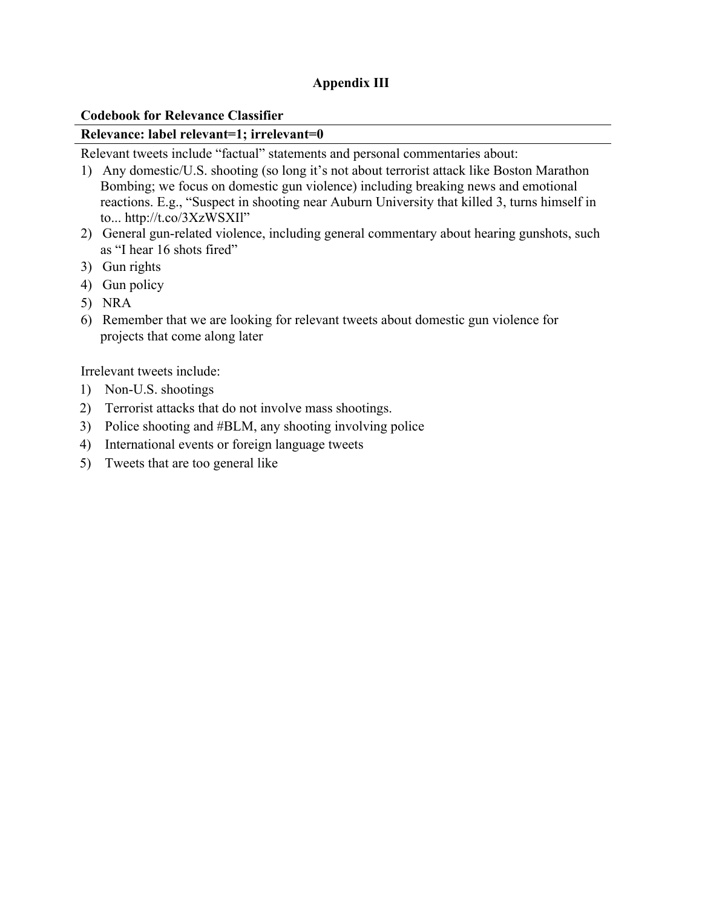# Appendix III

**Codebook for Relevance Classifier**

**Relevance: label relevant=1; irrelevant=0**

Relevant tweets include "factual" statements and personal commentaries about:

1) Any domestic/U.S. shooting (so long it's not about terrorist attack like Boston Marathon Bombing; we focus on domestic gun violence) including breaking news and emotional reactions. E.g., "Suspect in shooting near Auburn University that killed 3, turns himself in to... http://t.co/3XzWSXIl"
2) General gun-related violence, including general commentary about hearing gunshots, such as "I hear 16 shots fired"
3) Gun rights
4) Gun policy
5) NRA
6) Remember that we are looking for relevant tweets about domestic gun violence for projects that come along later

Irrelevant tweets include:

1) Non-U.S. shootings
2) Terrorist attacks that do not involve mass shootings.
3) Police shooting and #BLM, any shooting involving police
4) International events or foreign language tweets
5) Tweets that are too general like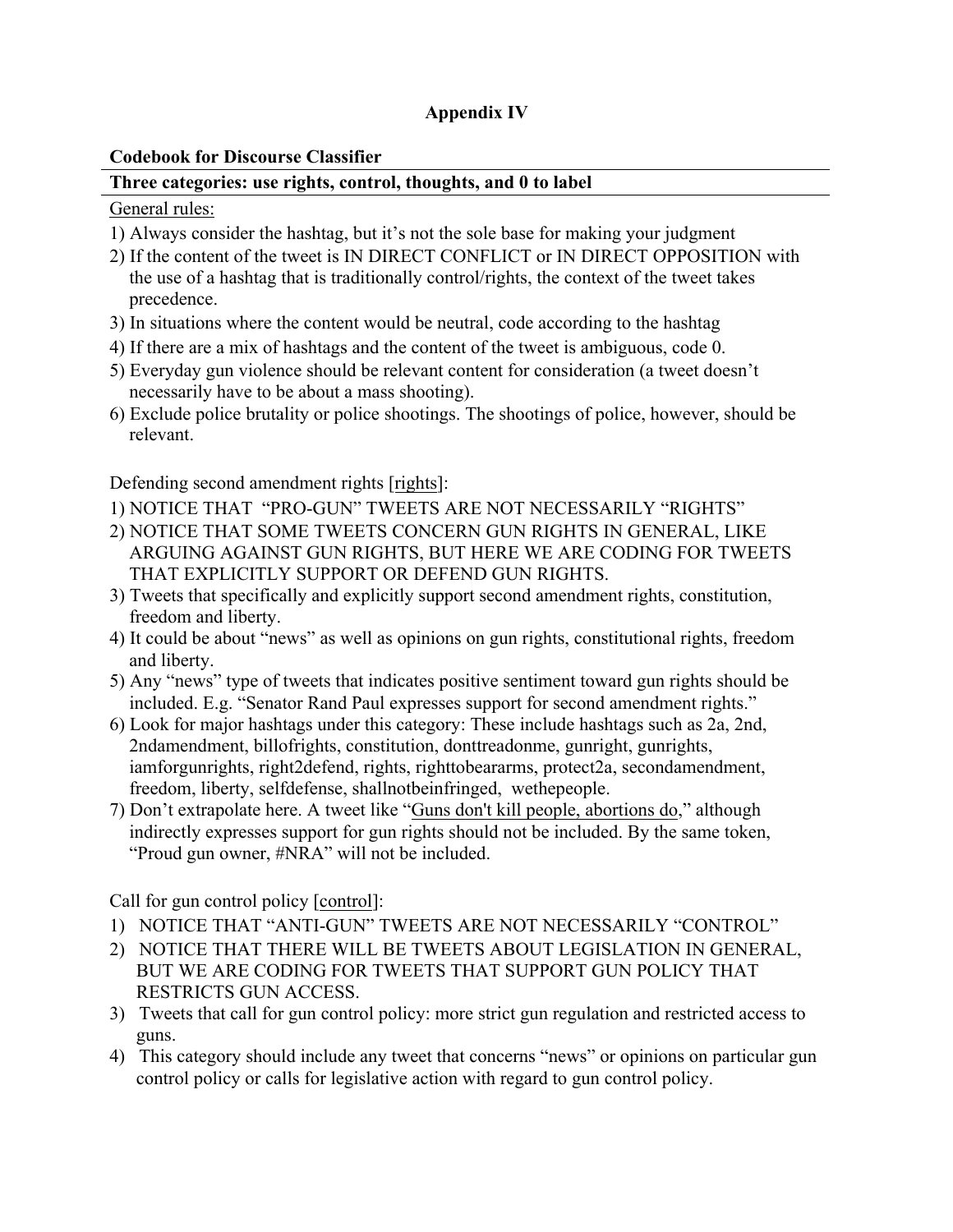**Appendix IV**

**Codebook for Discourse Classifier**

**Three categories: use rights, control, thoughts, and 0 to label**

<u>General rules:</u>

1) Always consider the hashtag, but it's not the sole base for making your judgment
2) If the content of the tweet is IN DIRECT CONFLICT or IN DIRECT OPPOSITION with the use of a hashtag that is traditionally control/rights, the context of the tweet takes precedence.
3) In situations where the content would be neutral, code according to the hashtag
4) If there are a mix of hashtags and the content of the tweet is ambiguous, code 0.
5) Everyday gun violence should be relevant content for consideration (a tweet doesn't necessarily have to be about a mass shooting).
6) Exclude police brutality or police shootings. The shootings of police, however, should be relevant.

Defending second amendment rights [<u>rights</u>]:

1) NOTICE THAT "PRO-GUN" TWEETS ARE NOT NECESSARILY "RIGHTS"
2) NOTICE THAT SOME TWEETS CONCERN GUN RIGHTS IN GENERAL, LIKE ARGUING AGAINST GUN RIGHTS, BUT HERE WE ARE CODING FOR TWEETS THAT EXPLICITLY SUPPORT OR DEFEND GUN RIGHTS.
3) Tweets that specifically and explicitly support second amendment rights, constitution, freedom and liberty.
4) It could be about "news" as well as opinions on gun rights, constitutional rights, freedom and liberty.
5) Any "news" type of tweets that indicates positive sentiment toward gun rights should be included. E.g. "Senator Rand Paul expresses support for second amendment rights."
6) Look for major hashtags under this category: These include hashtags such as 2a, 2nd, 2ndamendment, billofrights, constitution, donttreadonme, gunright, gunrights, iamforgunrights, right2defend, rights, righttobeararms, protect2a, secondamendment, freedom, liberty, selfdefense, shallnotbeinfringed, wethepeople.
7) Don't extrapolate here. A tweet like "<u>Guns don't kill people, abortions do</u>," although indirectly expresses support for gun rights should not be included. By the same token, "Proud gun owner, #NRA" will not be included.

Call for gun control policy [<u>control</u>]:

1) NOTICE THAT "ANTI-GUN" TWEETS ARE NOT NECESSARILY "CONTROL"
2) NOTICE THAT THERE WILL BE TWEETS ABOUT LEGISLATION IN GENERAL, BUT WE ARE CODING FOR TWEETS THAT SUPPORT GUN POLICY THAT RESTRICTS GUN ACCESS.
3) Tweets that call for gun control policy: more strict gun regulation and restricted access to guns.
4) This category should include any tweet that concerns "news" or opinions on particular gun control policy or calls for legislative action with regard to gun control policy.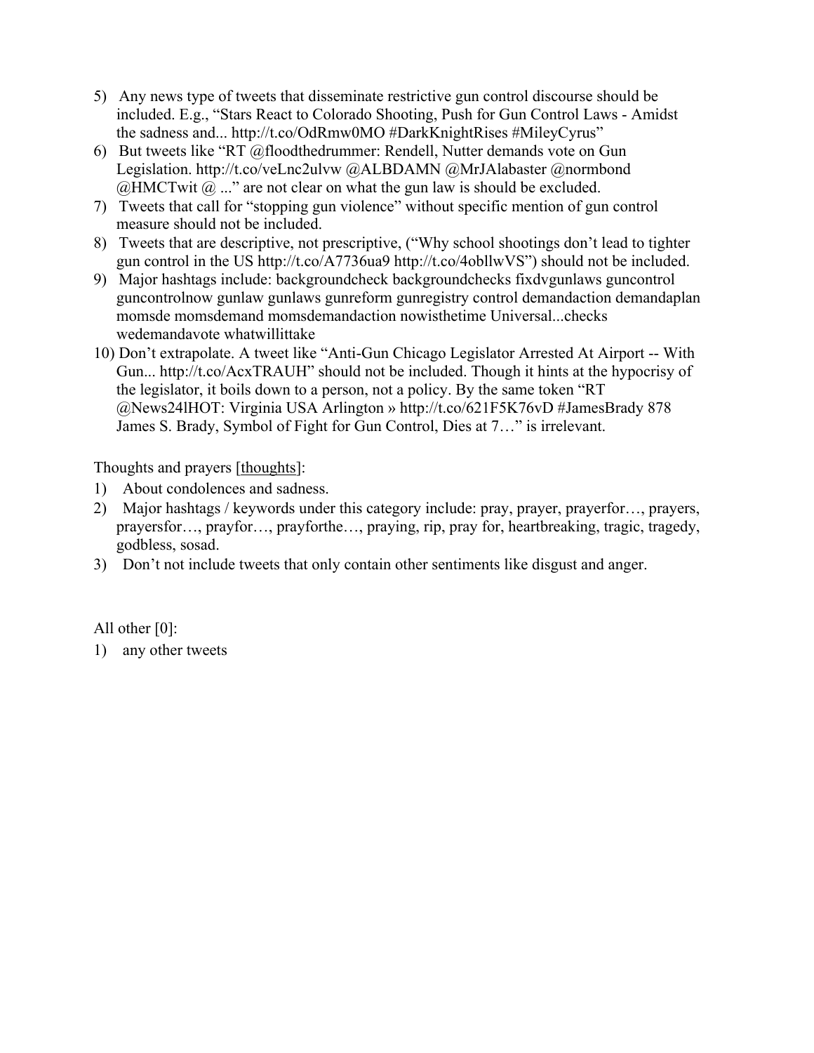5) Any news type of tweets that disseminate restrictive gun control discourse should be included. E.g., "Stars React to Colorado Shooting, Push for Gun Control Laws - Amidst the sadness and... http://t.co/OdRmw0MO #DarkKnightRises #MileyCyrus"
6) But tweets like "RT @floodthedrummer: Rendell, Nutter demands vote on Gun Legislation. http://t.co/veLnc2ulvw @ALBDAMN @MrJAlabaster @normbond @HMCTwit @ ..." are not clear on what the gun law is should be excluded.
7) Tweets that call for "stopping gun violence" without specific mention of gun control measure should not be included.
8) Tweets that are descriptive, not prescriptive, ("Why school shootings don't lead to tighter gun control in the US http://t.co/A7736ua9 http://t.co/4obllwVS") should not be included.
9) Major hashtags include: backgroundcheck backgroundchecks fixdvgunlaws guncontrol guncontrolnow gunlaw gunlaws gunreform gunregistry control demandaction demandaplan momsde momsdemand momsdemandaction nowisthetime Universal...checks wedemandavote whatwillittake
10) Don't extrapolate. A tweet like "Anti-Gun Chicago Legislator Arrested At Airport -- With Gun... http://t.co/AcxTRAUH" should not be included. Though it hints at the hypocrisy of the legislator, it boils down to a person, not a policy. By the same token "RT @News24lHOT: Virginia USA Arlington » http://t.co/621F5K76vD #JamesBrady 878 James S. Brady, Symbol of Fight for Gun Control, Dies at 7…" is irrelevant.

Thoughts and prayers [<u>thoughts</u>]:

1) About condolences and sadness.
2) Major hashtags / keywords under this category include: pray, prayer, prayerfor…, prayers, prayersfor…, prayfor…, prayforthe…, praying, rip, pray for, heartbreaking, tragic, tragedy, godbless, sosad.
3) Don't not include tweets that only contain other sentiments like disgust and anger.

All other [0]:

1) any other tweets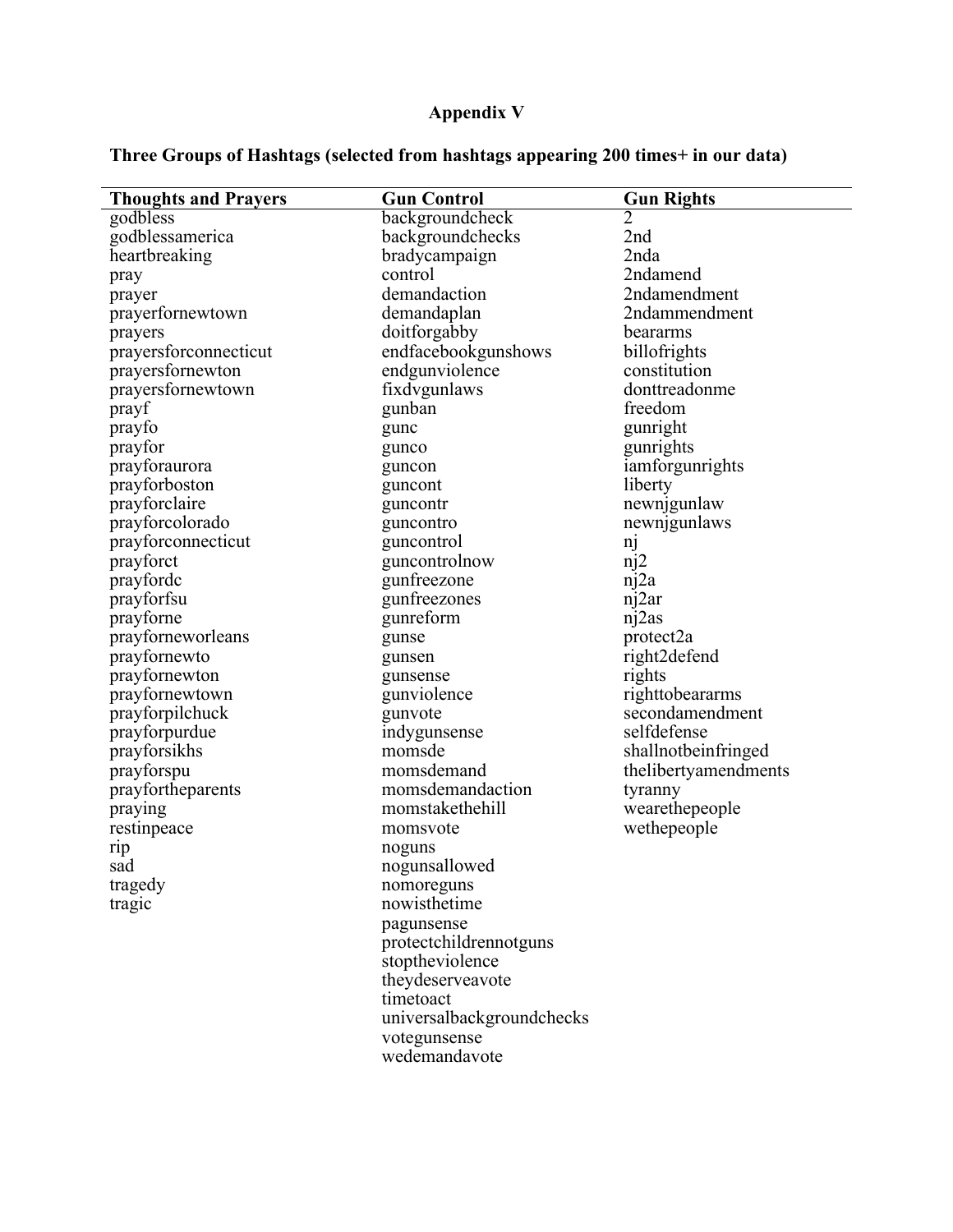# Appendix V

**Three Groups of Hashtags (selected from hashtags appearing 200 times+ in our data)**

| Thoughts and Prayers | Gun Control | Gun Rights |
|---|---|---|
| godbless | backgroundcheck | 2 |
| godblessamerica | backgroundchecks | 2nd |
| heartbreaking | bradycampaign | 2nda |
| pray | control | 2ndamend |
| prayer | demandaction | 2ndamendment |
| prayerfornewtown | demandaplan | 2ndammendment |
| prayers | doitforgabby | beararms |
| prayersforconnecticut | endfacebookgunshows | billofrights |
| prayersfornewton | endgunviolence | constitution |
| prayersfornewtown | fixdvgunlaws | donttreadonme |
| prayf | gunban | freedom |
| prayfo | gunc | gunright |
| prayfor | gunco | gunrights |
| prayforaurora | guncon | iamforgunrights |
| prayforboston | guncont | liberty |
| prayforclaire | guncontr | newnjgunlaw |
| prayforcolorado | guncontro | newnjgunlaws |
| prayforconnecticut | guncontrol | nj |
| prayforct | guncontrolnow | nj2 |
| prayfordc | gunfreezone | nj2a |
| prayforfsu | gunfreezones | nj2ar |
| prayforne | gunreform | nj2as |
| prayforneworleans | gunse | protect2a |
| prayfornewto | gunsen | right2defend |
| prayfornewton | gunsense | rights |
| prayfornewtown | gunviolence | righttobeararms |
| prayforpilchuck | gunvote | secondamendment |
| prayforpurdue | indygunsense | selfdefense |
| prayforsikhs | momsde | shallnotbeinfringed |
| prayforspu | momsdemand | thelibertyamendments |
| prayfortheparents | momsdemandaction | tyranny |
| praying | momstakethehill | wearethepeople |
| restinpeace | momsvote | wethepeople |
| rip | noguns | |
| sad | nogunsallowed | |
| tragedy | nomoreguns | |
| tragic | nowisthetime | |
| | pagunsense | |
| | protectchildrennotguns | |
| | stoptheviolence | |
| | theydeserveavote | |
| | timetoact | |
| | universalbackgroundchecks | |
| | votegunsense | |
| | wedemandavote | |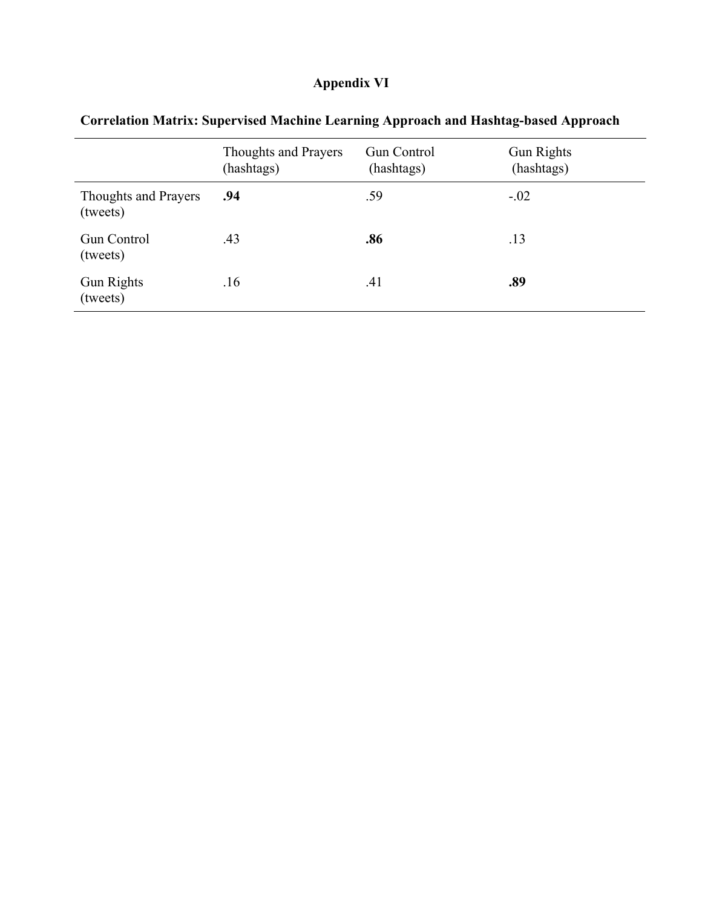# Appendix VI

**Correlation Matrix: Supervised Machine Learning Approach and Hashtag-based Approach**

| | Thoughts and Prayers (hashtags) | Gun Control (hashtags) | Gun Rights (hashtags) |
|---|---|---|---|
| Thoughts and Prayers (tweets) | **.94** | .59 | -.02 |
| Gun Control (tweets) | .43 | **.86** | .13 |
| Gun Rights (tweets) | .16 | .41 | **.89** |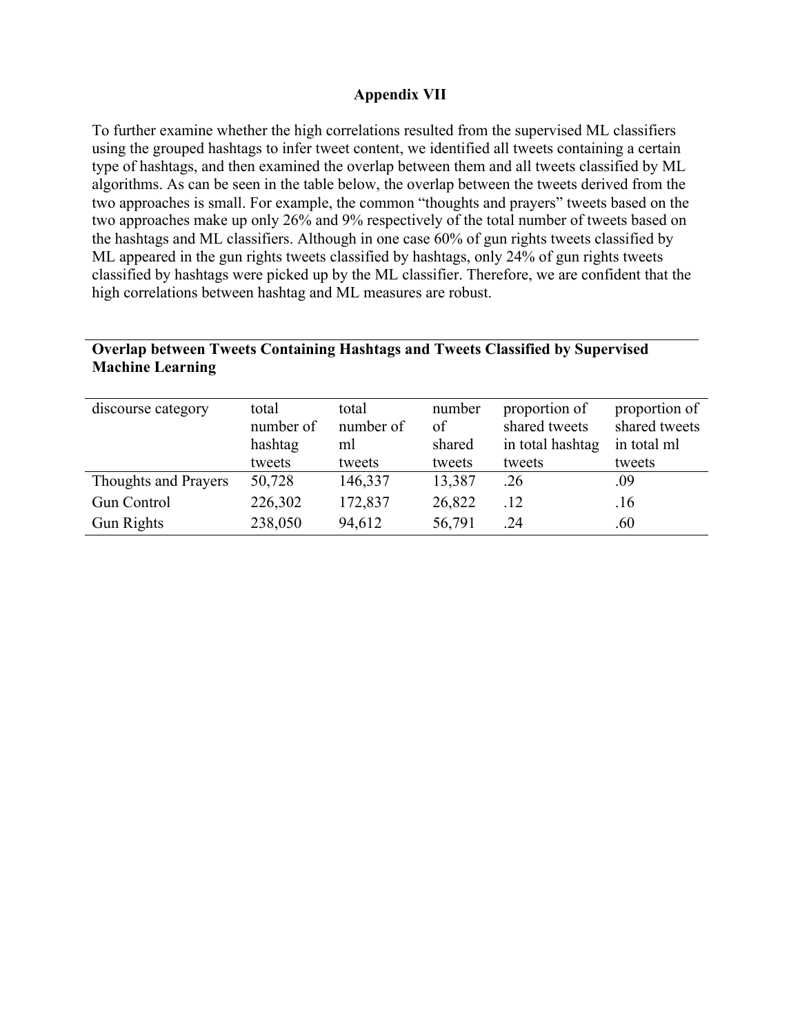# Appendix VII

To further examine whether the high correlations resulted from the supervised ML classifiers using the grouped hashtags to infer tweet content, we identified all tweets containing a certain type of hashtags, and then examined the overlap between them and all tweets classified by ML algorithms. As can be seen in the table below, the overlap between the tweets derived from the two approaches is small. For example, the common "thoughts and prayers" tweets based on the two approaches make up only 26% and 9% respectively of the total number of tweets based on the hashtags and ML classifiers. Although in one case 60% of gun rights tweets classified by ML appeared in the gun rights tweets classified by hashtags, only 24% of gun rights tweets classified by hashtags were picked up by the ML classifier. Therefore, we are confident that the high correlations between hashtag and ML measures are robust.

**Overlap between Tweets Containing Hashtags and Tweets Classified by Supervised Machine Learning**

| discourse category | total number of hashtag tweets | total number of ml tweets | number of shared tweets | proportion of shared tweets in total hashtag tweets | proportion of shared tweets in total ml tweets |
|---|---|---|---|---|---|
| Thoughts and Prayers | 50,728 | 146,337 | 13,387 | .26 | .09 |
| Gun Control | 226,302 | 172,837 | 26,822 | .12 | .16 |
| Gun Rights | 238,050 | 94,612 | 56,791 | .24 | .60 |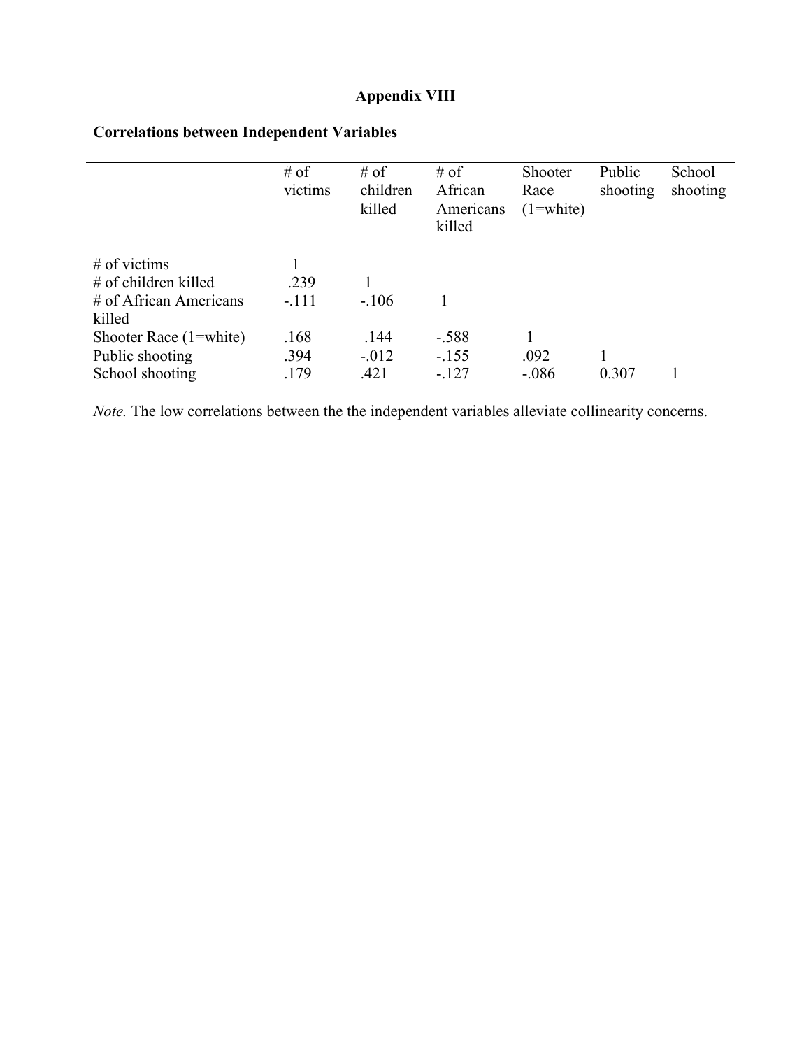# Appendix VIII

**Correlations between Independent Variables**

| | # of victims | # of children killed | # of African Americans killed | Shooter Race (1=white) | Public shooting | School shooting |
|---|---|---|---|---|---|---|
| # of victims | 1 | | | | | |
| # of children killed | .239 | 1 | | | | |
| # of African Americans killed | -.111 | -.106 | 1 | | | |
| Shooter Race (1=white) | .168 | .144 | -.588 | 1 | | |
| Public shooting | .394 | -.012 | -.155 | .092 | 1 | |
| School shooting | .179 | .421 | -.127 | -.086 | 0.307 | 1 |

*Note.* The low correlations between the the independent variables alleviate collinearity concerns.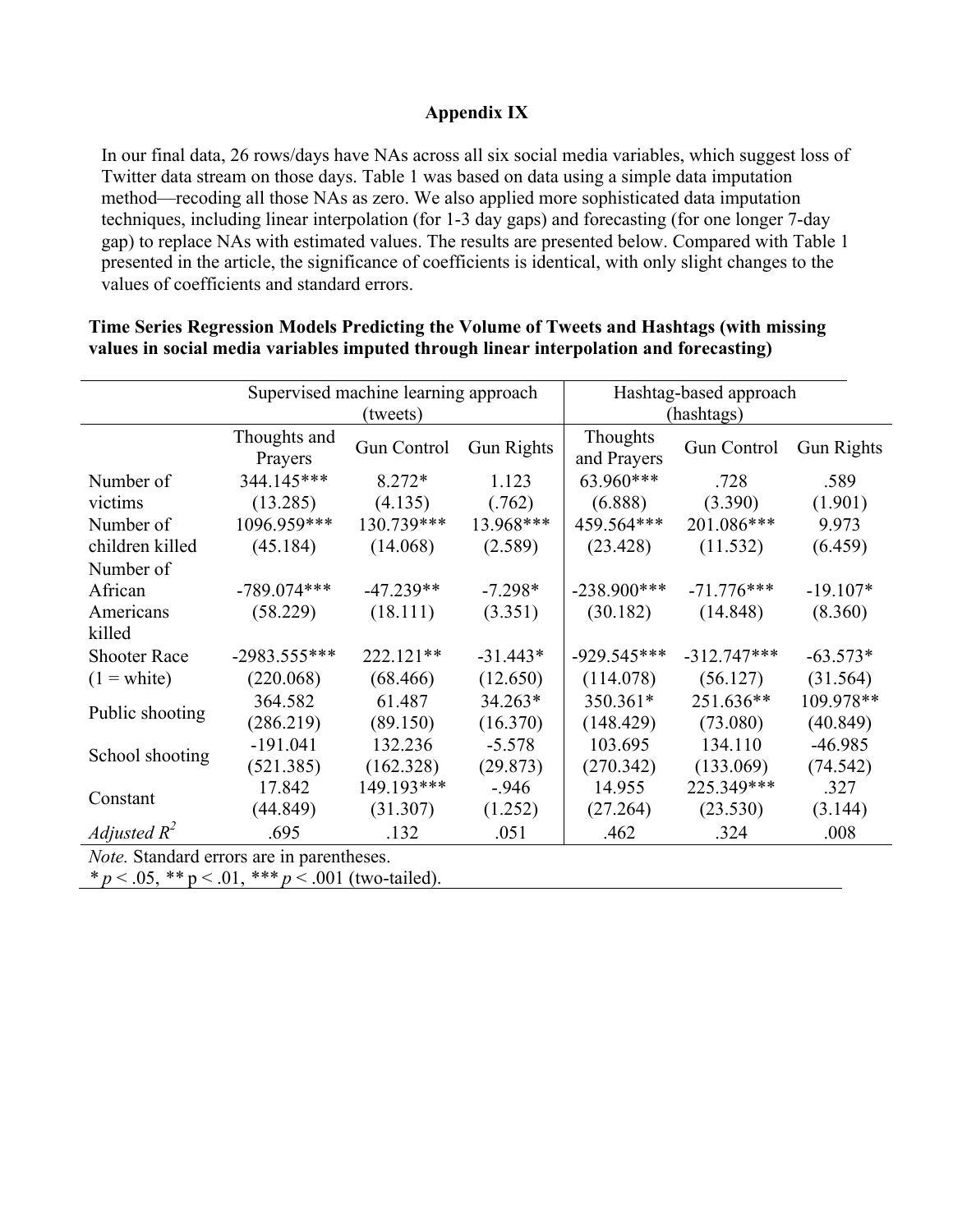# Appendix IX

In our final data, 26 rows/days have NAs across all six social media variables, which suggest loss of Twitter data stream on those days. Table 1 was based on data using a simple data imputation method—recoding all those NAs as zero. We also applied more sophisticated data imputation techniques, including linear interpolation (for 1-3 day gaps) and forecasting (for one longer 7-day gap) to replace NAs with estimated values. The results are presented below. Compared with Table 1 presented in the article, the significance of coefficients is identical, with only slight changes to the values of coefficients and standard errors.

**Time Series Regression Models Predicting the Volume of Tweets and Hashtags (with missing values in social media variables imputed through linear interpolation and forecasting)**

| | Supervised machine learning approach (tweets) | | | Hashtag-based approach (hashtags) | | |
|---|---|---|---|---|---|---|
| | Thoughts and Prayers | Gun Control | Gun Rights | Thoughts and Prayers | Gun Control | Gun Rights |
| Number of victims | 344.145*** (13.285) | 8.272* (4.135) | 1.123 (.762) | 63.960*** (6.888) | .728 (3.390) | .589 (1.901) |
| Number of children killed | 1096.959*** (45.184) | 130.739*** (14.068) | 13.968*** (2.589) | 459.564*** (23.428) | 201.086*** (11.532) | 9.973 (6.459) |
| Number of African Americans killed | -789.074*** (58.229) | -47.239** (18.111) | -7.298* (3.351) | -238.900*** (30.182) | -71.776*** (14.848) | -19.107* (8.360) |
| Shooter Race (1 = white) | -2983.555*** (220.068) | 222.121** (68.466) | -31.443* (12.650) | -929.545*** (114.078) | -312.747*** (56.127) | -63.573* (31.564) |
| Public shooting | 364.582 (286.219) | 61.487 (89.150) | 34.263* (16.370) | 350.361* (148.429) | 251.636** (73.080) | 109.978** (40.849) |
| School shooting | -191.041 (521.385) | 132.236 (162.328) | -5.578 (29.873) | 103.695 (270.342) | 134.110 (133.069) | -46.985 (74.542) |
| Constant | 17.842 (44.849) | 149.193*** (31.307) | -.946 (1.252) | 14.955 (27.264) | 225.349*** (23.530) | .327 (3.144) |
| *Adjusted $R^2$* | .695 | .132 | .051 | .462 | .324 | .008 |

*Note.* Standard errors are in parentheses.
* $p < .05$, ** $p < .01$, *** $p < .001$ (two-tailed).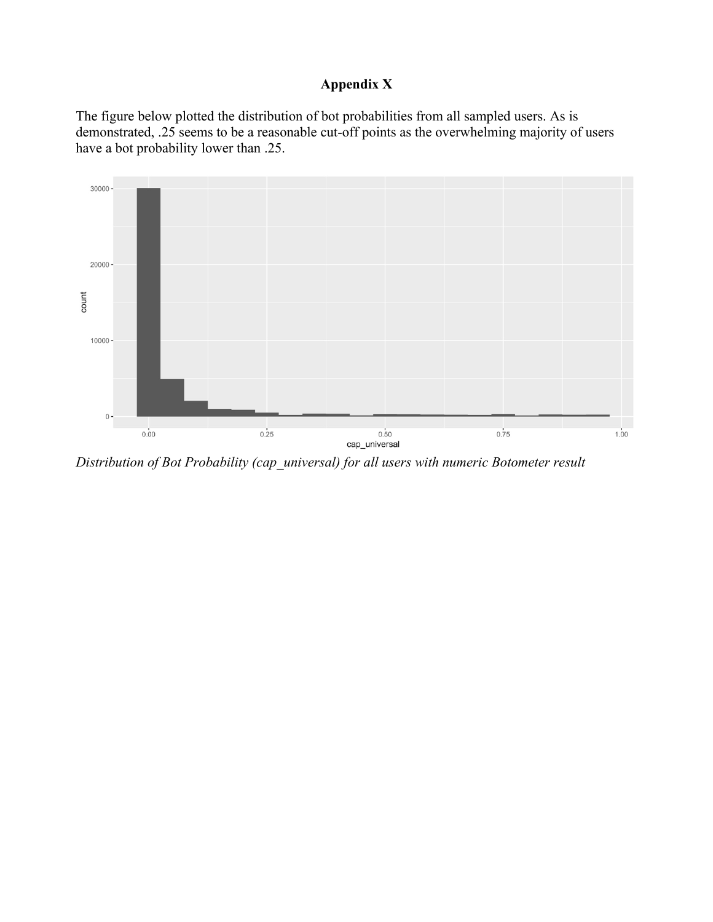## Appendix X

The figure below plotted the distribution of bot probabilities from all sampled users. As is demonstrated, .25 seems to be a reasonable cut-off points as the overwhelming majority of users have a bot probability lower than .25.

*Distribution of Bot Probability (cap_universal) for all users with numeric Botometer result*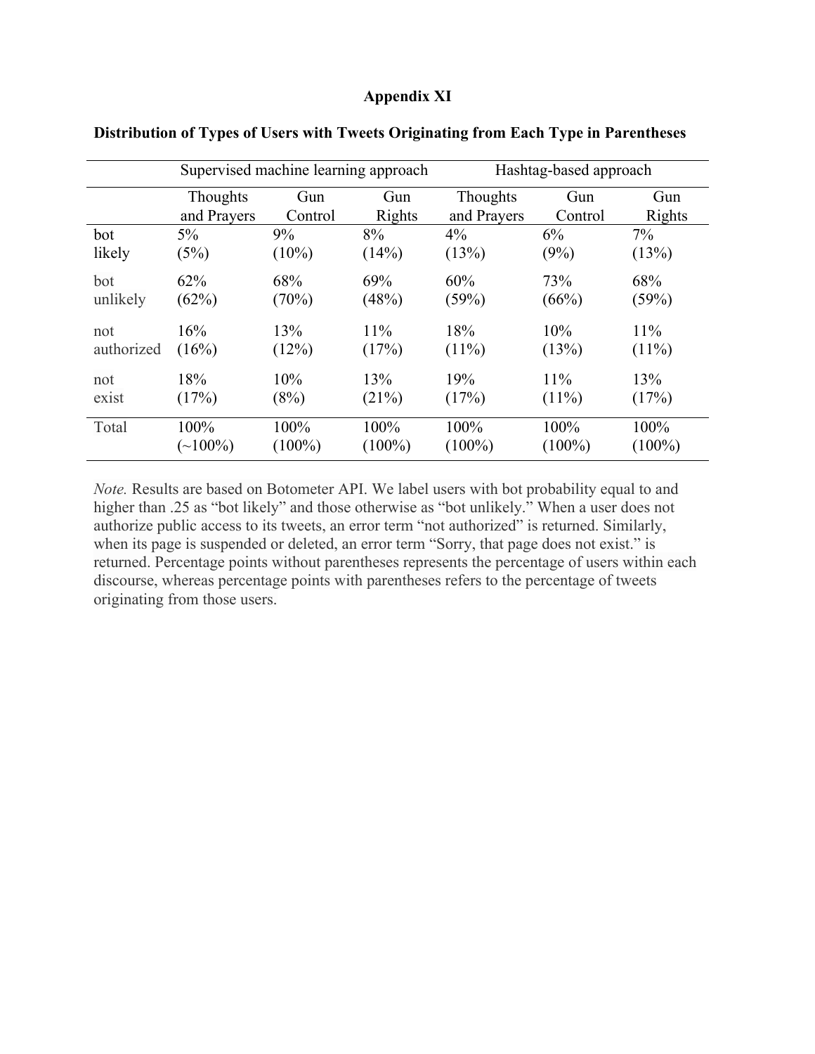## Appendix XI

**Distribution of Types of Users with Tweets Originating from Each Type in Parentheses**

| | Supervised machine learning approach | | | Hashtag-based approach | | |
|---|---|---|---|---|---|---|
| | Thoughts and Prayers | Gun Control | Gun Rights | Thoughts and Prayers | Gun Control | Gun Rights |
| bot likely | 5% (5%) | 9% (10%) | 8% (14%) | 4% (13%) | 6% (9%) | 7% (13%) |
| bot unlikely | 62% (62%) | 68% (70%) | 69% (48%) | 60% (59%) | 73% (66%) | 68% (59%) |
| not authorized | 16% (16%) | 13% (12%) | 11% (17%) | 18% (11%) | 10% (13%) | 11% (11%) |
| not exist | 18% (17%) | 10% (8%) | 13% (21%) | 19% (17%) | 11% (11%) | 13% (17%) |
| Total | 100% (~100%) | 100% (100%) | 100% (100%) | 100% (100%) | 100% (100%) | 100% (100%) |

*Note.* Results are based on Botometer API. We label users with bot probability equal to and higher than .25 as "bot likely" and those otherwise as "bot unlikely." When a user does not authorize public access to its tweets, an error term "not authorized" is returned. Similarly, when its page is suspended or deleted, an error term "Sorry, that page does not exist." is returned. Percentage points without parentheses represents the percentage of users within each discourse, whereas percentage points with parentheses refers to the percentage of tweets originating from those users.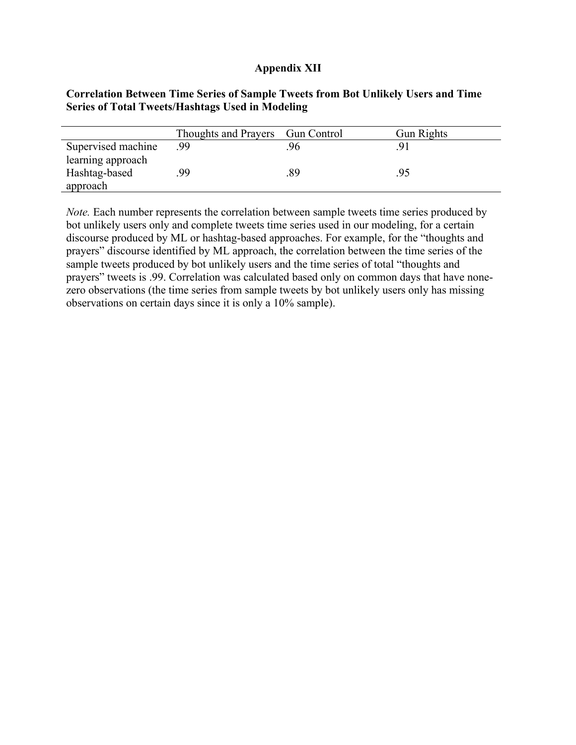# Appendix XII

**Correlation Between Time Series of Sample Tweets from Bot Unlikely Users and Time Series of Total Tweets/Hashtags Used in Modeling**

| | Thoughts and Prayers | Gun Control | Gun Rights |
|---|---|---|---|
| Supervised machine learning approach | .99 | .96 | .91 |
| Hashtag-based approach | .99 | .89 | .95 |

*Note.* Each number represents the correlation between sample tweets time series produced by bot unlikely users only and complete tweets time series used in our modeling, for a certain discourse produced by ML or hashtag-based approaches. For example, for the "thoughts and prayers" discourse identified by ML approach, the correlation between the time series of the sample tweets produced by bot unlikely users and the time series of total "thoughts and prayers" tweets is .99. Correlation was calculated based only on common days that have none-zero observations (the time series from sample tweets by bot unlikely users only has missing observations on certain days since it is only a 10% sample).